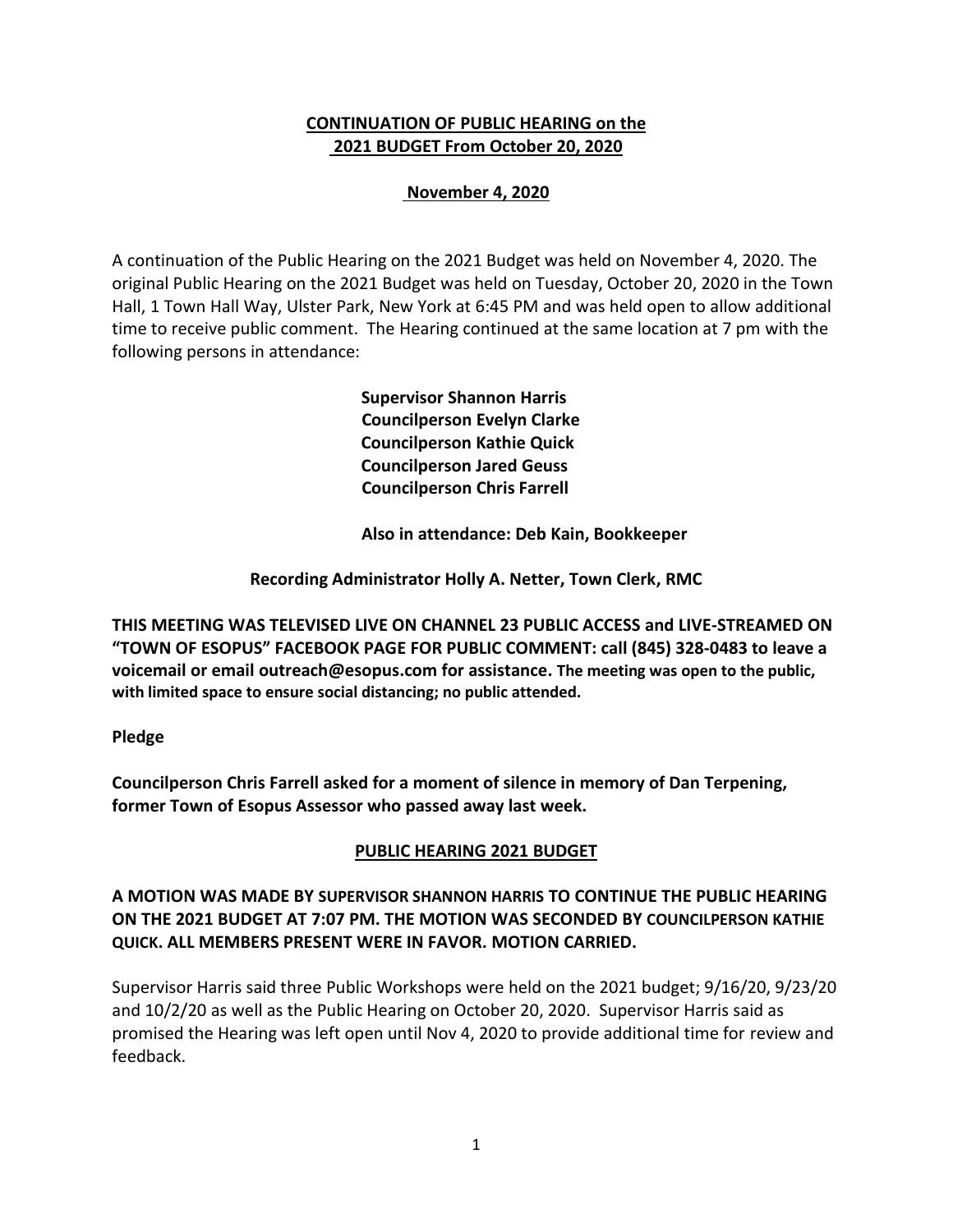**CONTINUATION OF PUBLIC HEARING on the 2021 BUDGET From October 20, 2020**

**November 4, 2020**

A continuation of the Public Hearing on the 2021 Budget was held on November 4, 2020. The original Public Hearing on the 2021 Budget was held on Tuesday, October 20, 2020 in the Town Hall, 1 Town Hall Way, Ulster Park, New York at 6:45 PM and was held open to allow additional time to receive public comment. The Hearing continued at the same location at 7 pm with the following persons in attendance:

**Supervisor Shannon Harris**
**Councilperson Evelyn Clarke**
**Councilperson Kathie Quick**
**Councilperson Jared Geuss**
**Councilperson Chris Farrell**

**Also in attendance: Deb Kain, Bookkeeper**

**Recording Administrator Holly A. Netter, Town Clerk, RMC**

**THIS MEETING WAS TELEVISED LIVE ON CHANNEL 23 PUBLIC ACCESS and LIVE-STREAMED ON "TOWN OF ESOPUS" FACEBOOK PAGE FOR PUBLIC COMMENT: call (845) 328-0483 to leave a voicemail or email outreach@esopus.com for assistance. The meeting was open to the public, with limited space to ensure social distancing; no public attended.**

**Pledge**

**Councilperson Chris Farrell asked for a moment of silence in memory of Dan Terpening, former Town of Esopus Assessor who passed away last week.**

**PUBLIC HEARING 2021 BUDGET**

**A MOTION WAS MADE BY SUPERVISOR SHANNON HARRIS TO CONTINUE THE PUBLIC HEARING ON THE 2021 BUDGET AT 7:07 PM. THE MOTION WAS SECONDED BY COUNCILPERSON KATHIE QUICK. ALL MEMBERS PRESENT WERE IN FAVOR. MOTION CARRIED.**

Supervisor Harris said three Public Workshops were held on the 2021 budget; 9/16/20, 9/23/20 and 10/2/20 as well as the Public Hearing on October 20, 2020. Supervisor Harris said as promised the Hearing was left open until Nov 4, 2020 to provide additional time for review and feedback.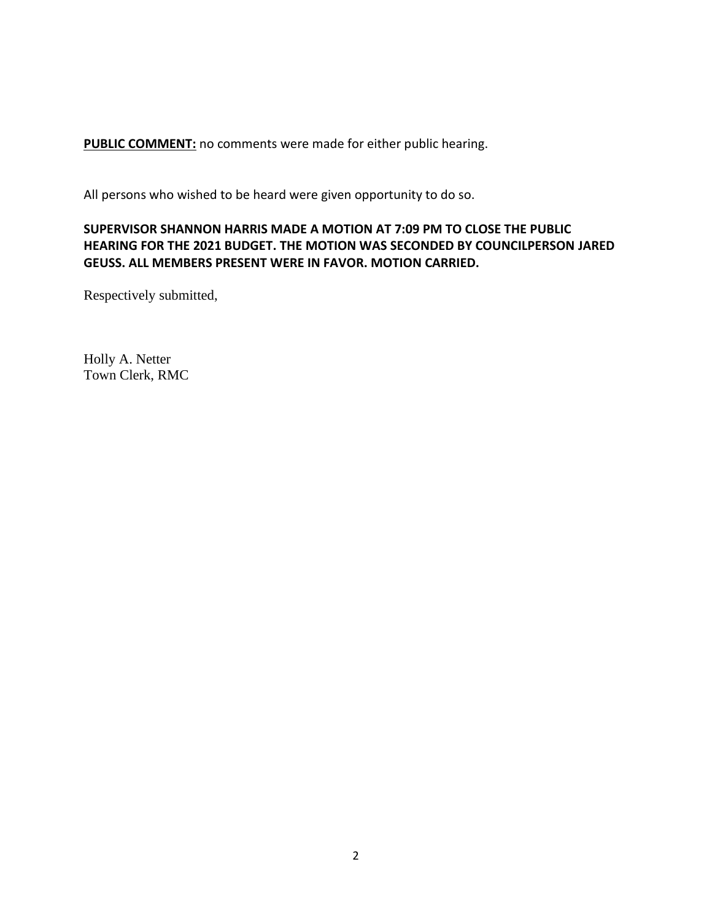**PUBLIC COMMENT:** no comments were made for either public hearing.

All persons who wished to be heard were given opportunity to do so.

**SUPERVISOR SHANNON HARRIS MADE A MOTION AT 7:09 PM TO CLOSE THE PUBLIC HEARING FOR THE 2021 BUDGET. THE MOTION WAS SECONDED BY COUNCILPERSON JARED GEUSS. ALL MEMBERS PRESENT WERE IN FAVOR. MOTION CARRIED.**

Respectively submitted,

Holly A. Netter
Town Clerk, RMC